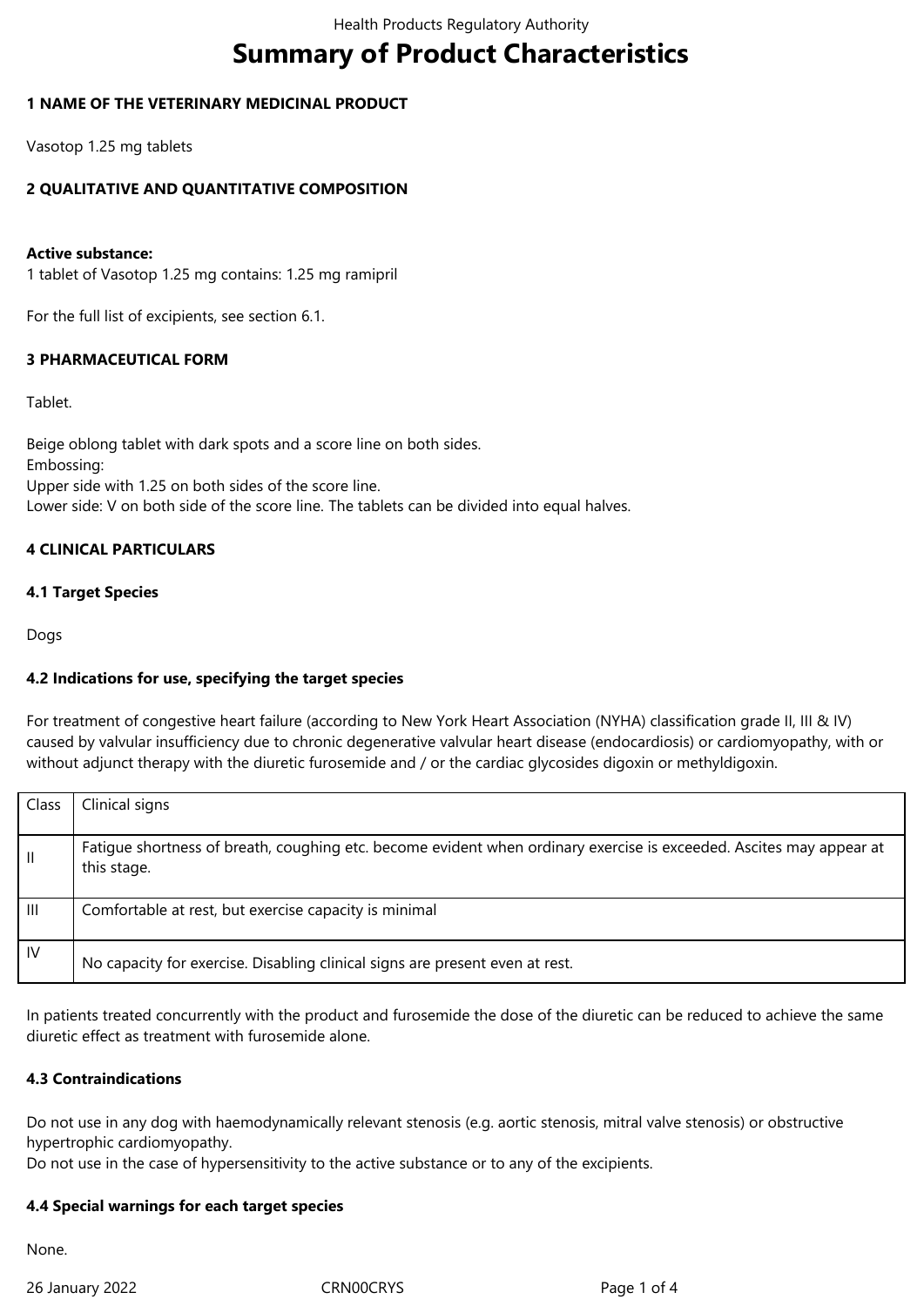# Summary of Product Characteristics

## 1 NAME OF THE VETERINARY MEDICINAL PRODUCT

Vasotop 1.25 mg tablets

## 2 QUALITATIVE AND QUANTITATIVE COMPOSITION

**Active substance:**
1 tablet of Vasotop 1.25 mg contains: 1.25 mg ramipril

For the full list of excipients, see section 6.1.

## 3 PHARMACEUTICAL FORM

Tablet.

Beige oblong tablet with dark spots and a score line on both sides.
Embossing:
Upper side with 1.25 on both sides of the score line.
Lower side: V on both side of the score line. The tablets can be divided into equal halves.

## 4 CLINICAL PARTICULARS

### 4.1 Target Species

Dogs

### 4.2 Indications for use, specifying the target species

For treatment of congestive heart failure (according to New York Heart Association (NYHA) classification grade II, III & IV) caused by valvular insufficiency due to chronic degenerative valvular heart disease (endocardiosis) or cardiomyopathy, with or without adjunct therapy with the diuretic furosemide and / or the cardiac glycosides digoxin or methyldigoxin.

| Class | Clinical signs |
|---|---|
| II | Fatigue shortness of breath, coughing etc. become evident when ordinary exercise is exceeded. Ascites may appear at this stage. |
| III | Comfortable at rest, but exercise capacity is minimal |
| IV | No capacity for exercise. Disabling clinical signs are present even at rest. |

In patients treated concurrently with the product and furosemide the dose of the diuretic can be reduced to achieve the same diuretic effect as treatment with furosemide alone.

### 4.3 Contraindications

Do not use in any dog with haemodynamically relevant stenosis (e.g. aortic stenosis, mitral valve stenosis) or obstructive hypertrophic cardiomyopathy.
Do not use in the case of hypersensitivity to the active substance or to any of the excipients.

### 4.4 Special warnings for each target species

None.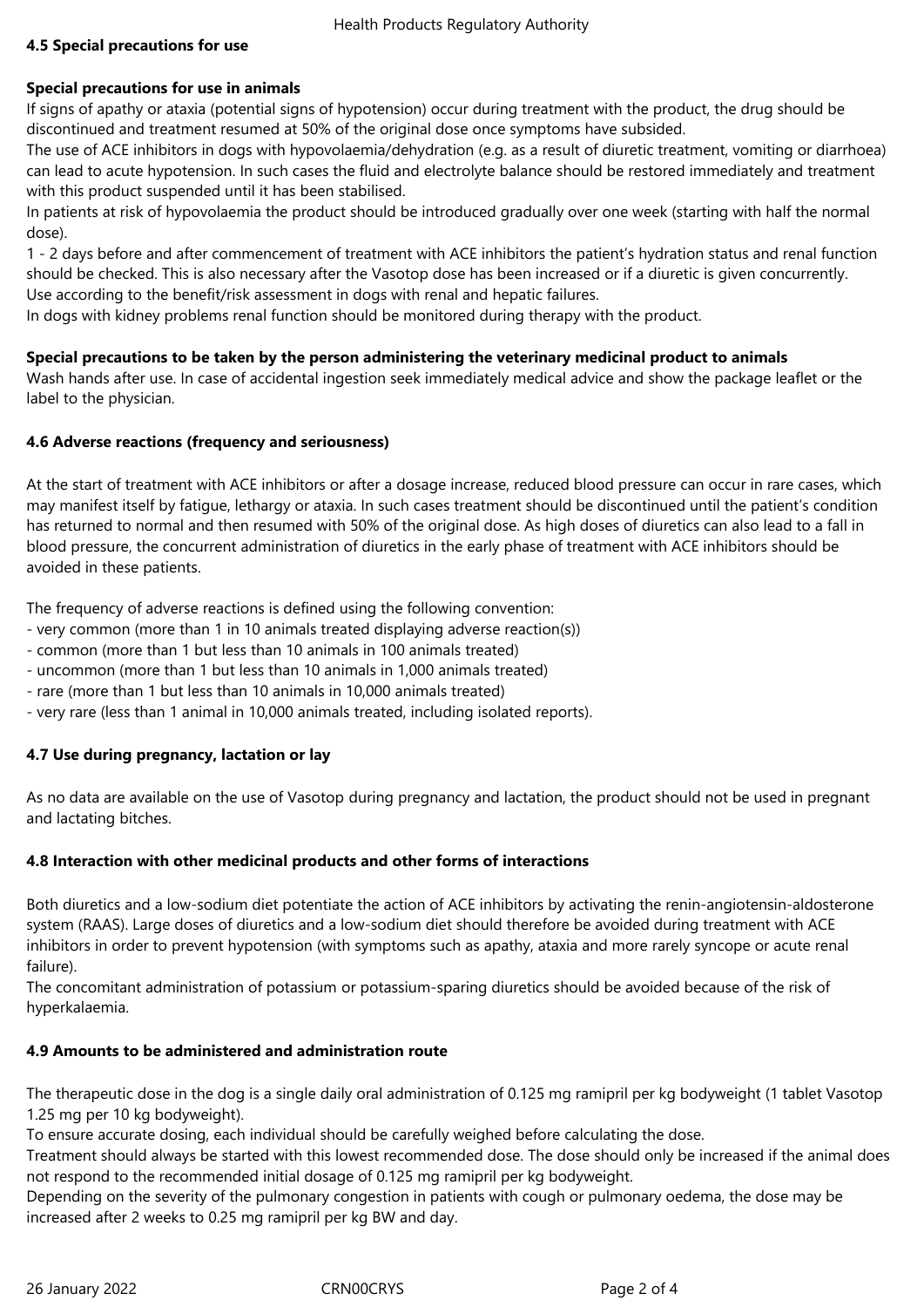**4.5 Special precautions for use**

**Special precautions for use in animals**

If signs of apathy or ataxia (potential signs of hypotension) occur during treatment with the product, the drug should be discontinued and treatment resumed at 50% of the original dose once symptoms have subsided.

The use of ACE inhibitors in dogs with hypovolaemia/dehydration (e.g. as a result of diuretic treatment, vomiting or diarrhoea) can lead to acute hypotension. In such cases the fluid and electrolyte balance should be restored immediately and treatment with this product suspended until it has been stabilised.

In patients at risk of hypovolaemia the product should be introduced gradually over one week (starting with half the normal dose).

1 - 2 days before and after commencement of treatment with ACE inhibitors the patient's hydration status and renal function should be checked. This is also necessary after the Vasotop dose has been increased or if a diuretic is given concurrently.

Use according to the benefit/risk assessment in dogs with renal and hepatic failures.

In dogs with kidney problems renal function should be monitored during therapy with the product.

**Special precautions to be taken by the person administering the veterinary medicinal product to animals**

Wash hands after use. In case of accidental ingestion seek immediately medical advice and show the package leaflet or the label to the physician.

**4.6 Adverse reactions (frequency and seriousness)**

At the start of treatment with ACE inhibitors or after a dosage increase, reduced blood pressure can occur in rare cases, which may manifest itself by fatigue, lethargy or ataxia. In such cases treatment should be discontinued until the patient's condition has returned to normal and then resumed with 50% of the original dose. As high doses of diuretics can also lead to a fall in blood pressure, the concurrent administration of diuretics in the early phase of treatment with ACE inhibitors should be avoided in these patients.

The frequency of adverse reactions is defined using the following convention:

- very common (more than 1 in 10 animals treated displaying adverse reaction(s))
- common (more than 1 but less than 10 animals in 100 animals treated)
- uncommon (more than 1 but less than 10 animals in 1,000 animals treated)
- rare (more than 1 but less than 10 animals in 10,000 animals treated)
- very rare (less than 1 animal in 10,000 animals treated, including isolated reports).

**4.7 Use during pregnancy, lactation or lay**

As no data are available on the use of Vasotop during pregnancy and lactation, the product should not be used in pregnant and lactating bitches.

**4.8 Interaction with other medicinal products and other forms of interactions**

Both diuretics and a low-sodium diet potentiate the action of ACE inhibitors by activating the renin-angiotensin-aldosterone system (RAAS). Large doses of diuretics and a low-sodium diet should therefore be avoided during treatment with ACE inhibitors in order to prevent hypotension (with symptoms such as apathy, ataxia and more rarely syncope or acute renal failure).

The concomitant administration of potassium or potassium-sparing diuretics should be avoided because of the risk of hyperkalaemia.

**4.9 Amounts to be administered and administration route**

The therapeutic dose in the dog is a single daily oral administration of 0.125 mg ramipril per kg bodyweight (1 tablet Vasotop 1.25 mg per 10 kg bodyweight).

To ensure accurate dosing, each individual should be carefully weighed before calculating the dose.

Treatment should always be started with this lowest recommended dose. The dose should only be increased if the animal does not respond to the recommended initial dosage of 0.125 mg ramipril per kg bodyweight.

Depending on the severity of the pulmonary congestion in patients with cough or pulmonary oedema, the dose may be increased after 2 weeks to 0.25 mg ramipril per kg BW and day.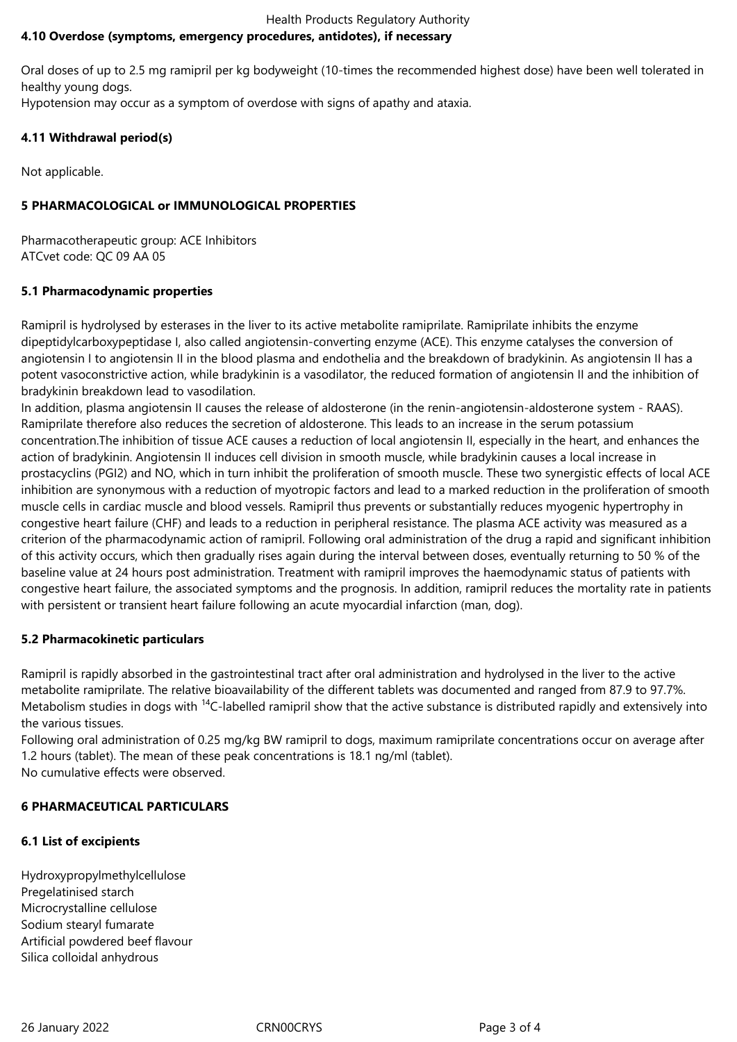**4.10 Overdose (symptoms, emergency procedures, antidotes), if necessary**

Oral doses of up to 2.5 mg ramipril per kg bodyweight (10-times the recommended highest dose) have been well tolerated in healthy young dogs.
Hypotension may occur as a symptom of overdose with signs of apathy and ataxia.

**4.11 Withdrawal period(s)**

Not applicable.

**5 PHARMACOLOGICAL or IMMUNOLOGICAL PROPERTIES**

Pharmacotherapeutic group: ACE Inhibitors
ATCvet code: QC 09 AA 05

**5.1 Pharmacodynamic properties**

Ramipril is hydrolysed by esterases in the liver to its active metabolite ramiprilate. Ramiprilate inhibits the enzyme dipeptidylcarboxypeptidase I, also called angiotensin-converting enzyme (ACE). This enzyme catalyses the conversion of angiotensin I to angiotensin II in the blood plasma and endothelia and the breakdown of bradykinin. As angiotensin II has a potent vasoconstrictive action, while bradykinin is a vasodilator, the reduced formation of angiotensin II and the inhibition of bradykinin breakdown lead to vasodilation.
In addition, plasma angiotensin II causes the release of aldosterone (in the renin-angiotensin-aldosterone system - RAAS). Ramiprilate therefore also reduces the secretion of aldosterone. This leads to an increase in the serum potassium concentration.The inhibition of tissue ACE causes a reduction of local angiotensin II, especially in the heart, and enhances the action of bradykinin. Angiotensin II induces cell division in smooth muscle, while bradykinin causes a local increase in prostacyclins (PGI2) and NO, which in turn inhibit the proliferation of smooth muscle. These two synergistic effects of local ACE inhibition are synonymous with a reduction of myotropic factors and lead to a marked reduction in the proliferation of smooth muscle cells in cardiac muscle and blood vessels. Ramipril thus prevents or substantially reduces myogenic hypertrophy in congestive heart failure (CHF) and leads to a reduction in peripheral resistance. The plasma ACE activity was measured as a criterion of the pharmacodynamic action of ramipril. Following oral administration of the drug a rapid and significant inhibition of this activity occurs, which then gradually rises again during the interval between doses, eventually returning to 50 % of the baseline value at 24 hours post administration. Treatment with ramipril improves the haemodynamic status of patients with congestive heart failure, the associated symptoms and the prognosis. In addition, ramipril reduces the mortality rate in patients with persistent or transient heart failure following an acute myocardial infarction (man, dog).

**5.2 Pharmacokinetic particulars**

Ramipril is rapidly absorbed in the gastrointestinal tract after oral administration and hydrolysed in the liver to the active metabolite ramiprilate. The relative bioavailability of the different tablets was documented and ranged from 87.9 to 97.7%. Metabolism studies in dogs with $^{14}C$-labelled ramipril show that the active substance is distributed rapidly and extensively into the various tissues.
Following oral administration of 0.25 mg/kg BW ramipril to dogs, maximum ramiprilate concentrations occur on average after 1.2 hours (tablet). The mean of these peak concentrations is 18.1 ng/ml (tablet).
No cumulative effects were observed.

**6 PHARMACEUTICAL PARTICULARS**

**6.1 List of excipients**

Hydroxypropylmethylcellulose
Pregelatinised starch
Microcrystalline cellulose
Sodium stearyl fumarate
Artificial powdered beef flavour
Silica colloidal anhydrous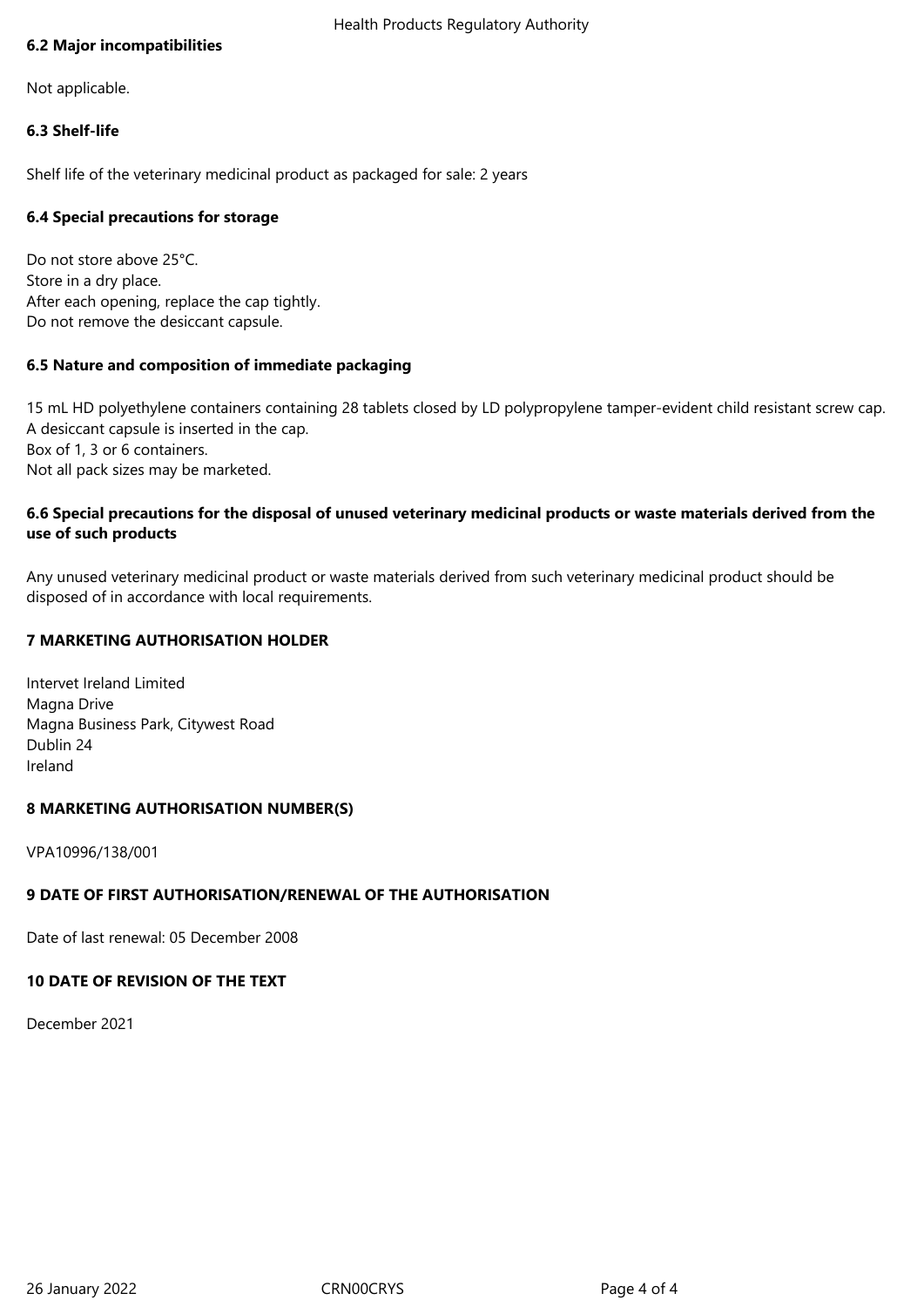### 6.2 Major incompatibilities

Not applicable.

### 6.3 Shelf-life

Shelf life of the veterinary medicinal product as packaged for sale: 2 years

### 6.4 Special precautions for storage

Do not store above 25°C.
Store in a dry place.
After each opening, replace the cap tightly.
Do not remove the desiccant capsule.

### 6.5 Nature and composition of immediate packaging

15 mL HD polyethylene containers containing 28 tablets closed by LD polypropylene tamper-evident child resistant screw cap.
A desiccant capsule is inserted in the cap.
Box of 1, 3 or 6 containers.
Not all pack sizes may be marketed.

### 6.6 Special precautions for the disposal of unused veterinary medicinal products or waste materials derived from the use of such products

Any unused veterinary medicinal product or waste materials derived from such veterinary medicinal product should be disposed of in accordance with local requirements.

## 7 MARKETING AUTHORISATION HOLDER

Intervet Ireland Limited
Magna Drive
Magna Business Park, Citywest Road
Dublin 24
Ireland

## 8 MARKETING AUTHORISATION NUMBER(S)

VPA10996/138/001

## 9 DATE OF FIRST AUTHORISATION/RENEWAL OF THE AUTHORISATION

Date of last renewal: 05 December 2008

## 10 DATE OF REVISION OF THE TEXT

December 2021